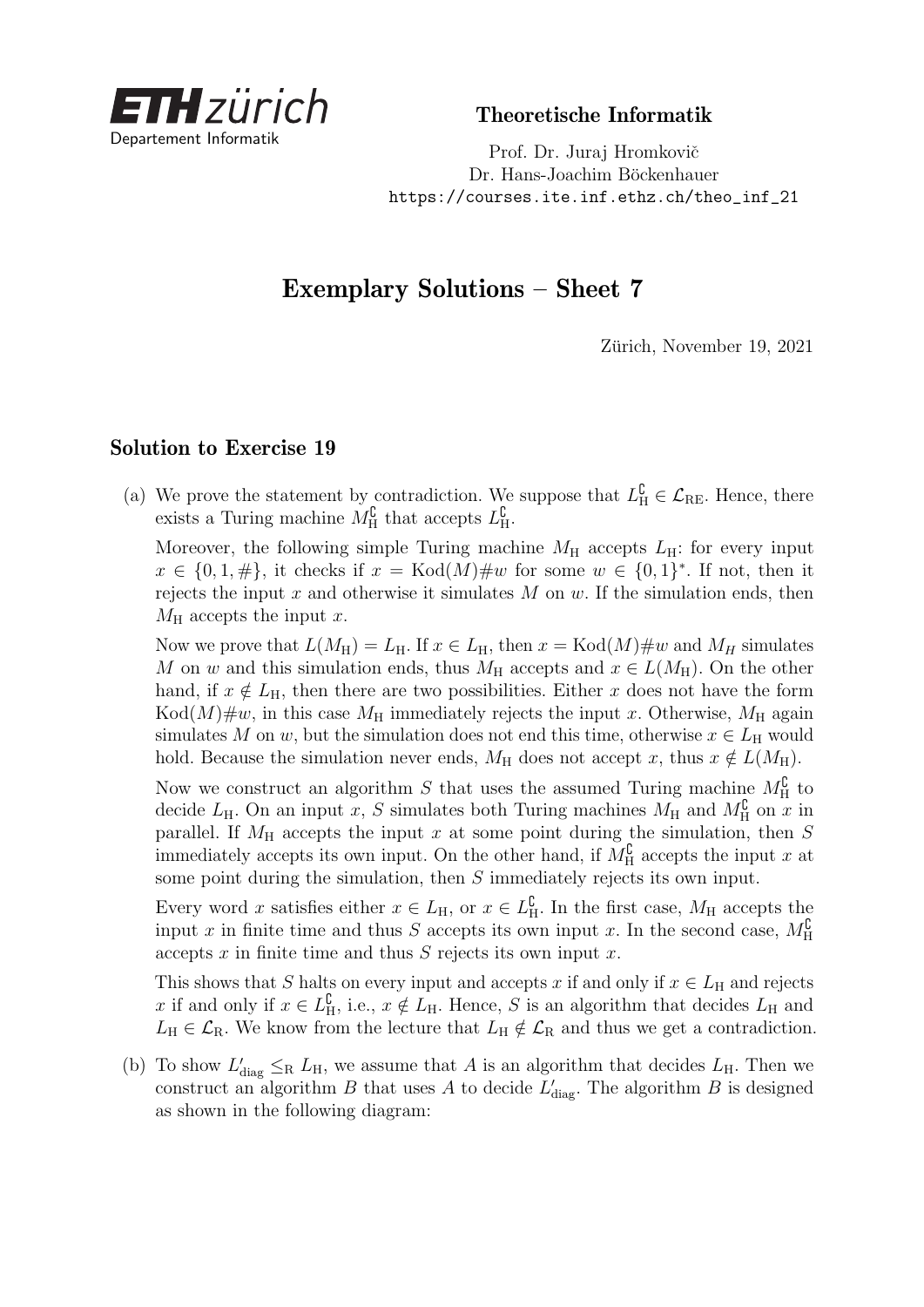ETH zürich
Departement Informatik

**Theoretische Informatik**

Prof. Dr. Juraj Hromkovič
Dr. Hans-Joachim Böckenhauer
https://courses.ite.inf.ethz.ch/theo_inf_21

# Exemplary Solutions – Sheet 7

Zürich, November 19, 2021

## Solution to Exercise 19

(a) We prove the statement by contradiction. We suppose that $L_{\mathrm{H}}^{\complement} \in \mathcal{L}_{\mathrm{RE}}$. Hence, there exists a Turing machine $M_{\mathrm{H}}^{\complement}$ that accepts $L_{\mathrm{H}}^{\complement}$.

Moreover, the following simple Turing machine $M_{\mathrm{H}}$ accepts $L_{\mathrm{H}}$: for every input $x \in \{0, 1, \#\}$, it checks if $x = \mathrm{Kod}(M)\#w$ for some $w \in \{0, 1\}^*$. If not, then it rejects the input $x$ and otherwise it simulates $M$ on $w$. If the simulation ends, then $M_{\mathrm{H}}$ accepts the input $x$.

Now we prove that $L(M_{\mathrm{H}}) = L_{\mathrm{H}}$. If $x \in L_{\mathrm{H}}$, then $x = \mathrm{Kod}(M)\#w$ and $M_H$ simulates $M$ on $w$ and this simulation ends, thus $M_{\mathrm{H}}$ accepts and $x \in L(M_{\mathrm{H}})$. On the other hand, if $x \notin L_{\mathrm{H}}$, then there are two possibilities. Either $x$ does not have the form $\mathrm{Kod}(M)\#w$, in this case $M_{\mathrm{H}}$ immediately rejects the input $x$. Otherwise, $M_{\mathrm{H}}$ again simulates $M$ on $w$, but the simulation does not end this time, otherwise $x \in L_{\mathrm{H}}$ would hold. Because the simulation never ends, $M_{\mathrm{H}}$ does not accept $x$, thus $x \notin L(M_{\mathrm{H}})$.

Now we construct an algorithm $S$ that uses the assumed Turing machine $M_{\mathrm{H}}^{\complement}$ to decide $L_{\mathrm{H}}$. On an input $x$, $S$ simulates both Turing machines $M_{\mathrm{H}}$ and $M_{\mathrm{H}}^{\complement}$ on $x$ in parallel. If $M_{\mathrm{H}}$ accepts the input $x$ at some point during the simulation, then $S$ immediately accepts its own input. On the other hand, if $M_{\mathrm{H}}^{\complement}$ accepts the input $x$ at some point during the simulation, then $S$ immediately rejects its own input.

Every word $x$ satisfies either $x \in L_{\mathrm{H}}$, or $x \in L_{\mathrm{H}}^{\complement}$. In the first case, $M_{\mathrm{H}}$ accepts the input $x$ in finite time and thus $S$ accepts its own input $x$. In the second case, $M_{\mathrm{H}}^{\complement}$ accepts $x$ in finite time and thus $S$ rejects its own input $x$.

This shows that $S$ halts on every input and accepts $x$ if and only if $x \in L_{\mathrm{H}}$ and rejects $x$ if and only if $x \in L_{\mathrm{H}}^{\complement}$, i.e., $x \notin L_{\mathrm{H}}$. Hence, $S$ is an algorithm that decides $L_{\mathrm{H}}$ and $L_{\mathrm{H}} \in \mathcal{L}_{\mathrm{R}}$. We know from the lecture that $L_{\mathrm{H}} \notin \mathcal{L}_{\mathrm{R}}$ and thus we get a contradiction.

(b) To show $L'_{\mathrm{diag}} \leq_{\mathrm{R}} L_{\mathrm{H}}$, we assume that $A$ is an algorithm that decides $L_{\mathrm{H}}$. Then we construct an algorithm $B$ that uses $A$ to decide $L'_{\mathrm{diag}}$. The algorithm $B$ is designed as shown in the following diagram: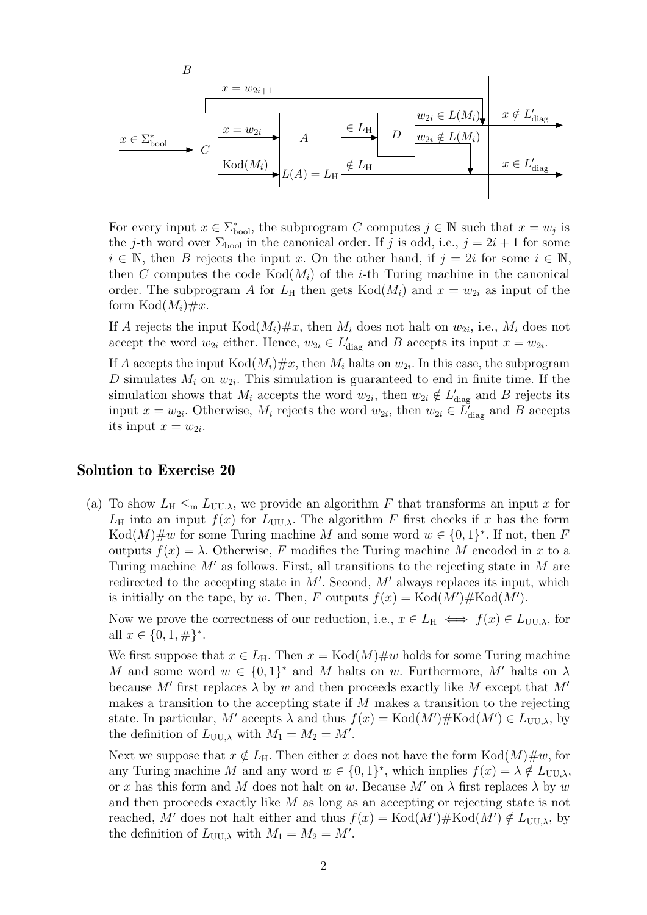For every input $x \in \Sigma_{\text{bool}}^*$, the subprogram $C$ computes $j \in \mathbb{N}$ such that $x = w_j$ is the $j$-th word over $\Sigma_{\text{bool}}$ in the canonical order. If $j$ is odd, i.e., $j = 2i + 1$ for some $i \in \mathbb{N}$, then $B$ rejects the input $x$. On the other hand, if $j = 2i$ for some $i \in \mathbb{N}$, then $C$ computes the code $\text{Kod}(M_i)$ of the $i$-th Turing machine in the canonical order. The subprogram $A$ for $L_{\text{H}}$ then gets $\text{Kod}(M_i)$ and $x = w_{2i}$ as input of the form $\text{Kod}(M_i)\#x$.

If $A$ rejects the input $\text{Kod}(M_i)\#x$, then $M_i$ does not halt on $w_{2i}$, i.e., $M_i$ does not accept the word $w_{2i}$ either. Hence, $w_{2i} \in L'_{\text{diag}}$ and $B$ accepts its input $x = w_{2i}$.

If $A$ accepts the input $\text{Kod}(M_i)\#x$, then $M_i$ halts on $w_{2i}$. In this case, the subprogram $D$ simulates $M_i$ on $w_{2i}$. This simulation is guaranteed to end in finite time. If the simulation shows that $M_i$ accepts the word $w_{2i}$, then $w_{2i} \notin L'_{\text{diag}}$ and $B$ rejects its input $x = w_{2i}$. Otherwise, $M_i$ rejects the word $w_{2i}$, then $w_{2i} \in L'_{\text{diag}}$ and $B$ accepts its input $x = w_{2i}$.

## Solution to Exercise 20

(a) To show $L_{\text{H}} \leq_{\text{m}} L_{\text{UU},\lambda}$, we provide an algorithm $F$ that transforms an input $x$ for $L_{\text{H}}$ into an input $f(x)$ for $L_{\text{UU},\lambda}$. The algorithm $F$ first checks if $x$ has the form $\text{Kod}(M)\#w$ for some Turing machine $M$ and some word $w \in \{0,1\}^*$. If not, then $F$ outputs $f(x) = \lambda$. Otherwise, $F$ modifies the Turing machine $M$ encoded in $x$ to a Turing machine $M'$ as follows. First, all transitions to the rejecting state in $M$ are redirected to the accepting state in $M'$. Second, $M'$ always replaces its input, which is initially on the tape, by $w$. Then, $F$ outputs $f(x) = \text{Kod}(M')\#\text{Kod}(M')$.

Now we prove the correctness of our reduction, i.e., $x \in L_{\text{H}} \iff f(x) \in L_{\text{UU},\lambda}$, for all $x \in \{0,1,\#\}^*$.

We first suppose that $x \in L_{\text{H}}$. Then $x = \text{Kod}(M)\#w$ holds for some Turing machine $M$ and some word $w \in \{0,1\}^*$ and $M$ halts on $w$. Furthermore, $M'$ halts on $\lambda$ because $M'$ first replaces $\lambda$ by $w$ and then proceeds exactly like $M$ except that $M'$ makes a transition to the accepting state if $M$ makes a transition to the rejecting state. In particular, $M'$ accepts $\lambda$ and thus $f(x) = \text{Kod}(M')\#\text{Kod}(M') \in L_{\text{UU},\lambda}$, by the definition of $L_{\text{UU},\lambda}$ with $M_1 = M_2 = M'$.

Next we suppose that $x \notin L_{\text{H}}$. Then either $x$ does not have the form $\text{Kod}(M)\#w$, for any Turing machine $M$ and any word $w \in \{0,1\}^*$, which implies $f(x) = \lambda \notin L_{\text{UU},\lambda}$, or $x$ has this form and $M$ does not halt on $w$. Because $M'$ on $\lambda$ first replaces $\lambda$ by $w$ and then proceeds exactly like $M$ as long as an accepting or rejecting state is not reached, $M'$ does not halt either and thus $f(x) = \text{Kod}(M')\#\text{Kod}(M') \notin L_{\text{UU},\lambda}$, by the definition of $L_{\text{UU},\lambda}$ with $M_1 = M_2 = M'$.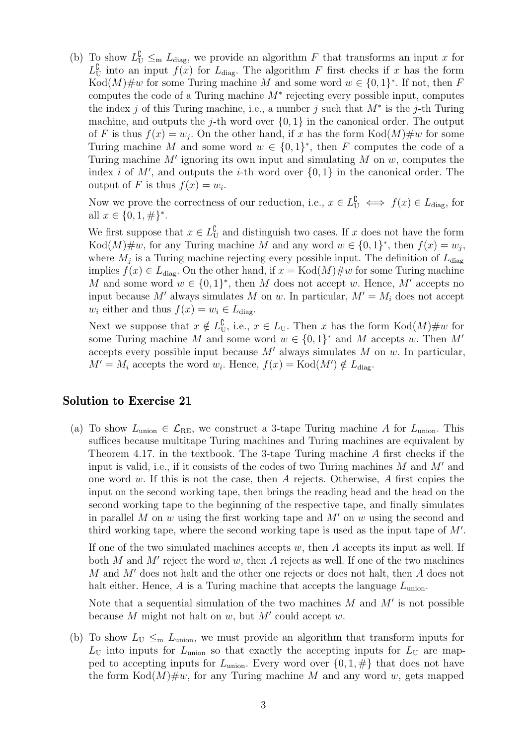(b) To show $L_U^{\complement} \leq_m L_{\text{diag}}$, we provide an algorithm $F$ that transforms an input $x$ for $L_U^{\complement}$ into an input $f(x)$ for $L_{\text{diag}}$. The algorithm $F$ first checks if $x$ has the form $\text{Kod}(M)\#w$ for some Turing machine $M$ and some word $w \in \{0,1\}^*$. If not, then $F$ computes the code of a Turing machine $M^*$ rejecting every possible input, computes the index $j$ of this Turing machine, i.e., a number $j$ such that $M^*$ is the $j$-th Turing machine, and outputs the $j$-th word over $\{0,1\}$ in the canonical order. The output of $F$ is thus $f(x) = w_j$. On the other hand, if $x$ has the form $\text{Kod}(M)\#w$ for some Turing machine $M$ and some word $w \in \{0,1\}^*$, then $F$ computes the code of a Turing machine $M'$ ignoring its own input and simulating $M$ on $w$, computes the index $i$ of $M'$, and outputs the $i$-th word over $\{0,1\}$ in the canonical order. The output of $F$ is thus $f(x) = w_i$.

Now we prove the correctness of our reduction, i.e., $x \in L_U^{\complement} \iff f(x) \in L_{\text{diag}}$, for all $x \in \{0,1,\#\}^*$.

We first suppose that $x \in L_U^{\complement}$ and distinguish two cases. If $x$ does not have the form $\text{Kod}(M)\#w$, for any Turing machine $M$ and any word $w \in \{0,1\}^*$, then $f(x) = w_j$, where $M_j$ is a Turing machine rejecting every possible input. The definition of $L_{\text{diag}}$ implies $f(x) \in L_{\text{diag}}$. On the other hand, if $x = \text{Kod}(M)\#w$ for some Turing machine $M$ and some word $w \in \{0,1\}^*$, then $M$ does not accept $w$. Hence, $M'$ accepts no input because $M'$ always simulates $M$ on $w$. In particular, $M' = M_i$ does not accept $w_i$ either and thus $f(x) = w_i \in L_{\text{diag}}$.

Next we suppose that $x \notin L_U^{\complement}$, i.e., $x \in L_U$. Then $x$ has the form $\text{Kod}(M)\#w$ for some Turing machine $M$ and some word $w \in \{0,1\}^*$ and $M$ accepts $w$. Then $M'$ accepts every possible input because $M'$ always simulates $M$ on $w$. In particular, $M' = M_i$ accepts the word $w_i$. Hence, $f(x) = \text{Kod}(M') \notin L_{\text{diag}}$.

## Solution to Exercise 21

(a) To show $L_{\text{union}} \in \mathcal{L}_{\text{RE}}$, we construct a 3-tape Turing machine $A$ for $L_{\text{union}}$. This suffices because multitape Turing machines and Turing machines are equivalent by Theorem 4.17. in the textbook. The 3-tape Turing machine $A$ first checks if the input is valid, i.e., if it consists of the codes of two Turing machines $M$ and $M'$ and one word $w$. If this is not the case, then $A$ rejects. Otherwise, $A$ first copies the input on the second working tape, then brings the reading head and the head on the second working tape to the beginning of the respective tape, and finally simulates in parallel $M$ on $w$ using the first working tape and $M'$ on $w$ using the second and third working tape, where the second working tape is used as the input tape of $M'$.

If one of the two simulated machines accepts $w$, then $A$ accepts its input as well. If both $M$ and $M'$ reject the word $w$, then $A$ rejects as well. If one of the two machines $M$ and $M'$ does not halt and the other one rejects or does not halt, then $A$ does not halt either. Hence, $A$ is a Turing machine that accepts the language $L_{\text{union}}$.

Note that a sequential simulation of the two machines $M$ and $M'$ is not possible because $M$ might not halt on $w$, but $M'$ could accept $w$.

(b) To show $L_U \leq_m L_{\text{union}}$, we must provide an algorithm that transform inputs for $L_U$ into inputs for $L_{\text{union}}$ so that exactly the accepting inputs for $L_U$ are mapped to accepting inputs for $L_{\text{union}}$. Every word over $\{0,1,\#\}$ that does not have the form $\text{Kod}(M)\#w$, for any Turing machine $M$ and any word $w$, gets mapped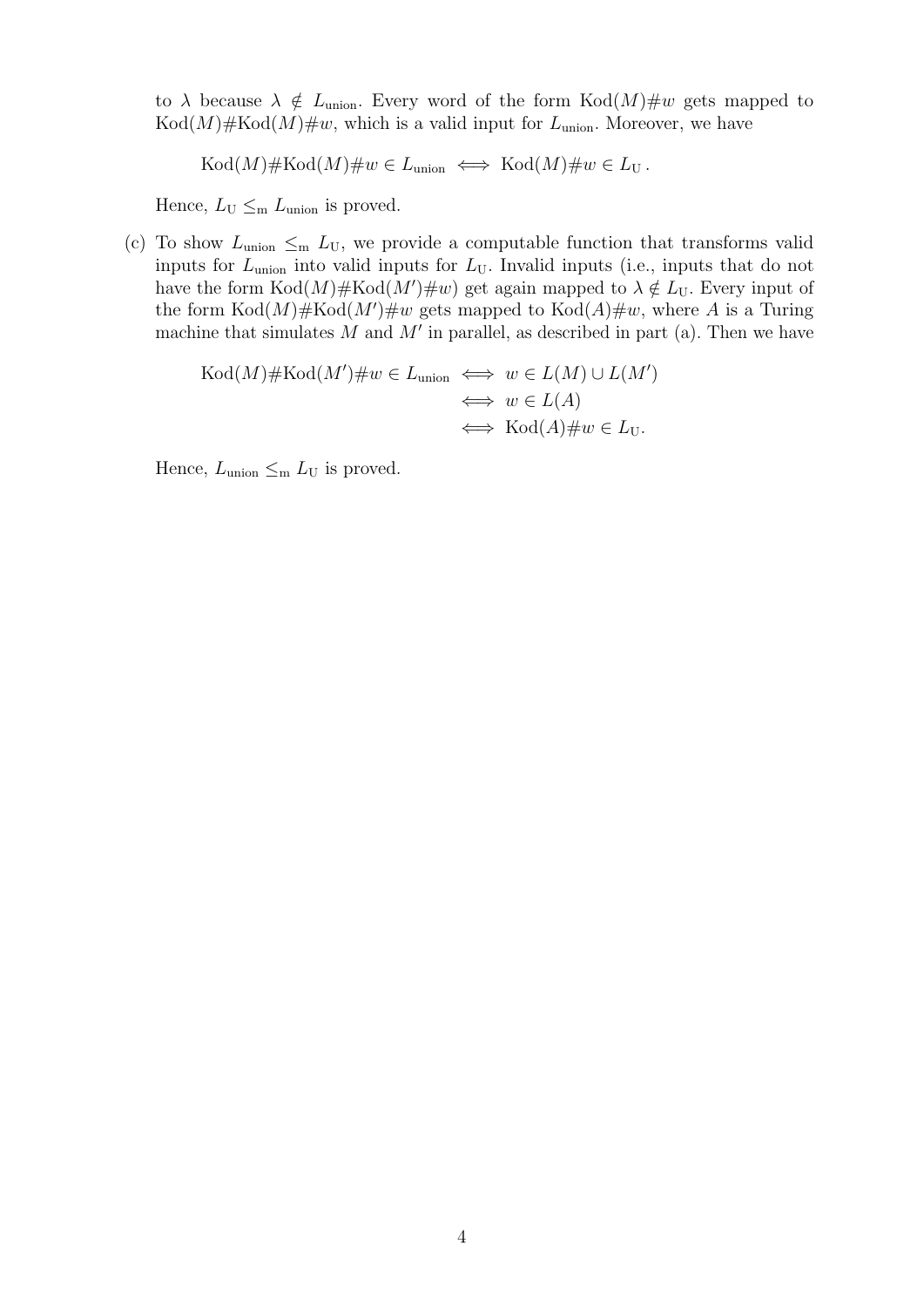to $\lambda$ because $\lambda \notin L_{\text{union}}$. Every word of the form $\text{Kod}(M)\#w$ gets mapped to $\text{Kod}(M)\#\text{Kod}(M)\#w$, which is a valid input for $L_{\text{union}}$. Moreover, we have

$$\text{Kod}(M)\#\text{Kod}(M)\#w \in L_{\text{union}} \iff \text{Kod}(M)\#w \in L_{\text{U}}\,.$$

Hence, $L_{\text{U}} \leq_{\text{m}} L_{\text{union}}$ is proved.

(c) To show $L_{\text{union}} \leq_{\text{m}} L_{\text{U}}$, we provide a computable function that transforms valid inputs for $L_{\text{union}}$ into valid inputs for $L_{\text{U}}$. Invalid inputs (i.e., inputs that do not have the form $\text{Kod}(M)\#\text{Kod}(M')\#w$) get again mapped to $\lambda \notin L_{\text{U}}$. Every input of the form $\text{Kod}(M)\#\text{Kod}(M')\#w$ gets mapped to $\text{Kod}(A)\#w$, where $A$ is a Turing machine that simulates $M$ and $M'$ in parallel, as described in part (a). Then we have

$$\begin{aligned}
\text{Kod}(M)\#\text{Kod}(M')\#w \in L_{\text{union}} &\iff w \in L(M) \cup L(M') \\
&\iff w \in L(A) \\
&\iff \text{Kod}(A)\#w \in L_{\text{U}}.
\end{aligned}$$

Hence, $L_{\text{union}} \leq_{\text{m}} L_{\text{U}}$ is proved.